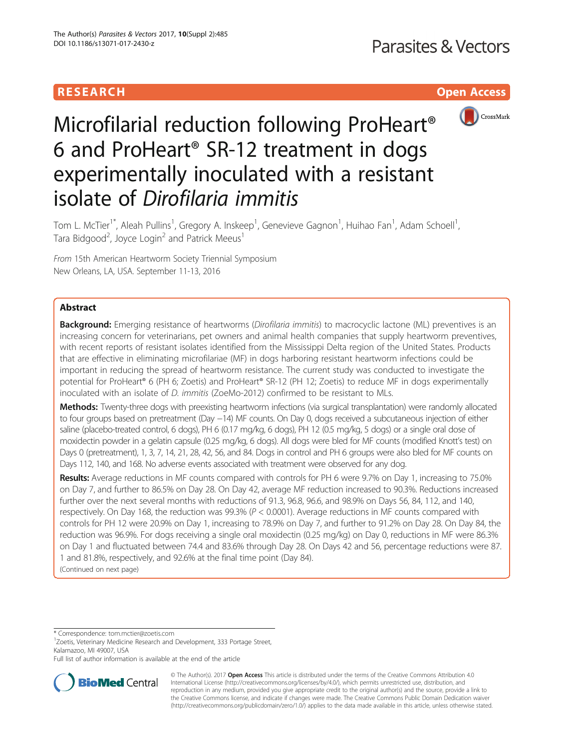# RESEARCH

Open Access

# Microfilarial reduction following ProHeart® 6 and ProHeart® SR-12 treatment in dogs experimentally inoculated with a resistant isolate of *Dirofilaria immitis*

Tom L. McTier[1*], Aleah Pullins[1], Gregory A. Inskeep[1], Genevieve Gagnon[1], Huihao Fan[1], Adam Schoell[1], Tara Bidgood[2], Joyce Login[2] and Patrick Meeus[1]

*From* 15th American Heartworm Society Triennial Symposium
New Orleans, LA, USA. September 11-13, 2016

## Abstract

**Background:** Emerging resistance of heartworms (*Dirofilaria immitis*) to macrocyclic lactone (ML) preventives is an increasing concern for veterinarians, pet owners and animal health companies that supply heartworm preventives, with recent reports of resistant isolates identified from the Mississippi Delta region of the United States. Products that are effective in eliminating microfilariae (MF) in dogs harboring resistant heartworm infections could be important in reducing the spread of heartworm resistance. The current study was conducted to investigate the potential for ProHeart® 6 (PH 6; Zoetis) and ProHeart® SR-12 (PH 12; Zoetis) to reduce MF in dogs experimentally inoculated with an isolate of *D. immitis* (ZoeMo-2012) confirmed to be resistant to MLs.

**Methods:** Twenty-three dogs with preexisting heartworm infections (via surgical transplantation) were randomly allocated to four groups based on pretreatment (Day −14) MF counts. On Day 0, dogs received a subcutaneous injection of either saline (placebo-treated control, 6 dogs), PH 6 (0.17 mg/kg, 6 dogs), PH 12 (0.5 mg/kg, 5 dogs) or a single oral dose of moxidectin powder in a gelatin capsule (0.25 mg/kg, 6 dogs). All dogs were bled for MF counts (modified Knott's test) on Days 0 (pretreatment), 1, 3, 7, 14, 21, 28, 42, 56, and 84. Dogs in control and PH 6 groups were also bled for MF counts on Days 112, 140, and 168. No adverse events associated with treatment were observed for any dog.

**Results:** Average reductions in MF counts compared with controls for PH 6 were 9.7% on Day 1, increasing to 75.0% on Day 7, and further to 86.5% on Day 28. On Day 42, average MF reduction increased to 90.3%. Reductions increased further over the next several months with reductions of 91.3, 96.8, 96.6, and 98.9% on Days 56, 84, 112, and 140, respectively. On Day 168, the reduction was 99.3% ($P < 0.0001$). Average reductions in MF counts compared with controls for PH 12 were 20.9% on Day 1, increasing to 78.9% on Day 7, and further to 91.2% on Day 28. On Day 84, the reduction was 96.9%. For dogs receiving a single oral moxidectin (0.25 mg/kg) on Day 0, reductions in MF were 86.3% on Day 1 and fluctuated between 74.4 and 83.6% through Day 28. On Days 42 and 56, percentage reductions were 87.1 and 81.8%, respectively, and 92.6% at the final time point (Day 84).

(Continued on next page)

\* Correspondence: tom.mctier@zoetis.com
[1]Zoetis, Veterinary Medicine Research and Development, 333 Portage Street, Kalamazoo, MI 49007, USA
Full list of author information is available at the end of the article

© The Author(s). 2017 **Open Access** This article is distributed under the terms of the Creative Commons Attribution 4.0 International License (http://creativecommons.org/licenses/by/4.0/), which permits unrestricted use, distribution, and reproduction in any medium, provided you give appropriate credit to the original author(s) and the source, provide a link to the Creative Commons license, and indicate if changes were made. The Creative Commons Public Domain Dedication waiver (http://creativecommons.org/publicdomain/zero/1.0/) applies to the data made available in this article, unless otherwise stated.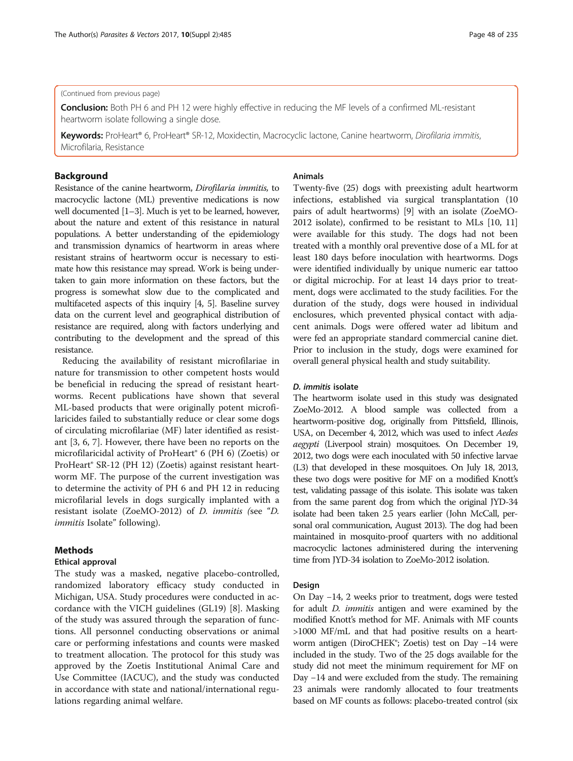(Continued from previous page)

**Conclusion:** Both PH 6 and PH 12 were highly effective in reducing the MF levels of a confirmed ML-resistant heartworm isolate following a single dose.

**Keywords:** ProHeart® 6, ProHeart® SR-12, Moxidectin, Macrocyclic lactone, Canine heartworm, *Dirofilaria immitis*, Microfilaria, Resistance

## Background

Resistance of the canine heartworm, *Dirofilaria immitis*, to macrocyclic lactone (ML) preventive medications is now well documented [1–3]. Much is yet to be learned, however, about the nature and extent of this resistance in natural populations. A better understanding of the epidemiology and transmission dynamics of heartworm in areas where resistant strains of heartworm occur is necessary to estimate how this resistance may spread. Work is being undertaken to gain more information on these factors, but the progress is somewhat slow due to the complicated and multifaceted aspects of this inquiry [4, 5]. Baseline survey data on the current level and geographical distribution of resistance are required, along with factors underlying and contributing to the development and the spread of this resistance.

Reducing the availability of resistant microfilariae in nature for transmission to other competent hosts would be beneficial in reducing the spread of resistant heartworms. Recent publications have shown that several ML-based products that were originally potent microfilaricides failed to substantially reduce or clear some dogs of circulating microfilariae (MF) later identified as resistant [3, 6, 7]. However, there have been no reports on the microfilaricidal activity of ProHeart® 6 (PH 6) (Zoetis) or ProHeart® SR-12 (PH 12) (Zoetis) against resistant heartworm MF. The purpose of the current investigation was to determine the activity of PH 6 and PH 12 in reducing microfilarial levels in dogs surgically implanted with a resistant isolate (ZoeMO-2012) of *D. immitis (*see "*D. immitis* Isolate" following).

## Methods

### Ethical approval

The study was a masked, negative placebo-controlled, randomized laboratory efficacy study conducted in Michigan, USA. Study procedures were conducted in accordance with the VICH guidelines (GL19) [8]. Masking of the study was assured through the separation of functions. All personnel conducting observations or animal care or performing infestations and counts were masked to treatment allocation. The protocol for this study was approved by the Zoetis Institutional Animal Care and Use Committee (IACUC), and the study was conducted in accordance with state and national/international regulations regarding animal welfare.

### Animals

Twenty-five (25) dogs with preexisting adult heartworm infections, established via surgical transplantation (10 pairs of adult heartworms) [9] with an isolate (ZoeMO-2012 isolate), confirmed to be resistant to MLs [10, 11] were available for this study. The dogs had not been treated with a monthly oral preventive dose of a ML for at least 180 days before inoculation with heartworms. Dogs were identified individually by unique numeric ear tattoo or digital microchip. For at least 14 days prior to treatment, dogs were acclimated to the study facilities. For the duration of the study, dogs were housed in individual enclosures, which prevented physical contact with adjacent animals. Dogs were offered water ad libitum and were fed an appropriate standard commercial canine diet. Prior to inclusion in the study, dogs were examined for overall general physical health and study suitability.

### *D. immitis* isolate

The heartworm isolate used in this study was designated ZoeMo-2012. A blood sample was collected from a heartworm-positive dog, originally from Pittsfield, Illinois, USA, on December 4, 2012, which was used to infect *Aedes aegypti* (Liverpool strain) mosquitoes. On December 19, 2012, two dogs were each inoculated with 50 infective larvae (L3) that developed in these mosquitoes. On July 18, 2013, these two dogs were positive for MF on a modified Knott's test, validating passage of this isolate. This isolate was taken from the same parent dog from which the original JYD-34 isolate had been taken 2.5 years earlier (John McCall, personal oral communication, August 2013). The dog had been maintained in mosquito-proof quarters with no additional macrocyclic lactones administered during the intervening time from JYD-34 isolation to ZoeMo-2012 isolation.

### Design

On Day −14, 2 weeks prior to treatment, dogs were tested for adult *D. immitis* antigen and were examined by the modified Knott's method for MF. Animals with MF counts >1000 MF/mL and that had positive results on a heartworm antigen (DiroCHEK®; Zoetis) test on Day −14 were included in the study. Two of the 25 dogs available for the study did not meet the minimum requirement for MF on Day −14 and were excluded from the study. The remaining 23 animals were randomly allocated to four treatments based on MF counts as follows: placebo-treated control (six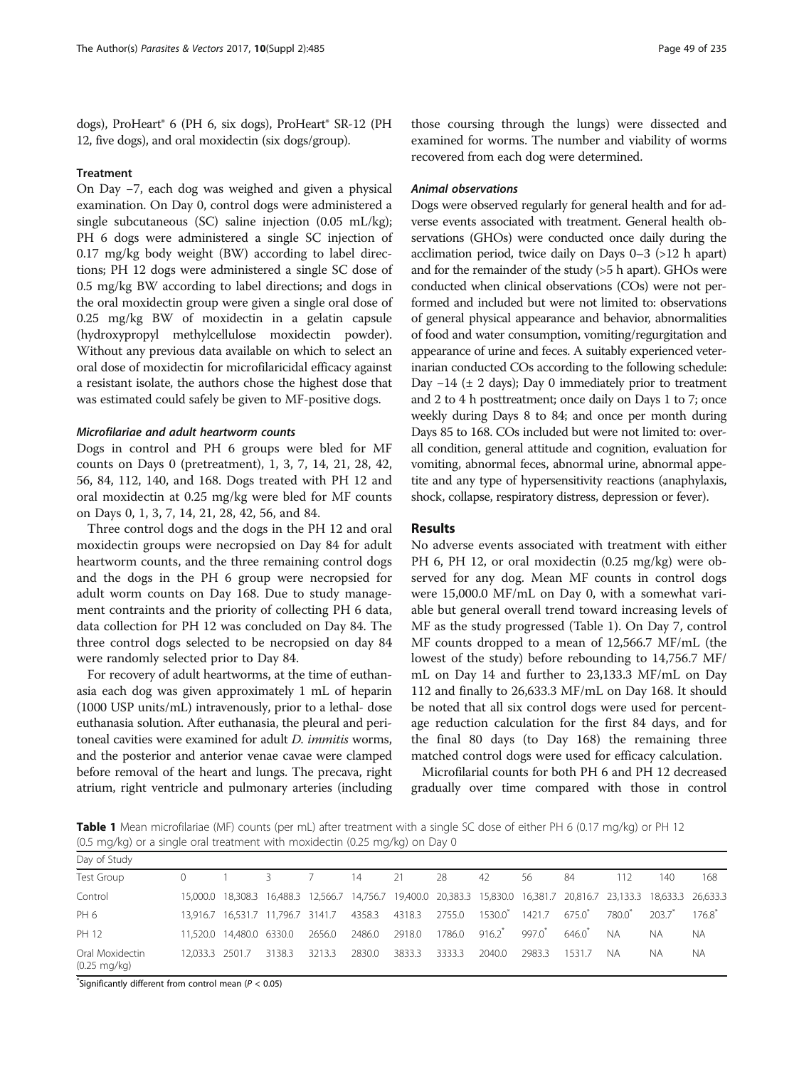dogs), ProHeart® 6 (PH 6, six dogs), ProHeart® SR-12 (PH 12, five dogs), and oral moxidectin (six dogs/group).

### Treatment

On Day −7, each dog was weighed and given a physical examination. On Day 0, control dogs were administered a single subcutaneous (SC) saline injection (0.05 mL/kg); PH 6 dogs were administered a single SC injection of 0.17 mg/kg body weight (BW) according to label directions; PH 12 dogs were administered a single SC dose of 0.5 mg/kg BW according to label directions; and dogs in the oral moxidectin group were given a single oral dose of 0.25 mg/kg BW of moxidectin in a gelatin capsule (hydroxypropyl methylcellulose moxidectin powder). Without any previous data available on which to select an oral dose of moxidectin for microfilaricidal efficacy against a resistant isolate, the authors chose the highest dose that was estimated could safely be given to MF-positive dogs.

#### *Microfilariae and adult heartworm counts*

Dogs in control and PH 6 groups were bled for MF counts on Days 0 (pretreatment), 1, 3, 7, 14, 21, 28, 42, 56, 84, 112, 140, and 168. Dogs treated with PH 12 and oral moxidectin at 0.25 mg/kg were bled for MF counts on Days 0, 1, 3, 7, 14, 21, 28, 42, 56, and 84.

Three control dogs and the dogs in the PH 12 and oral moxidectin groups were necropsied on Day 84 for adult heartworm counts, and the three remaining control dogs and the dogs in the PH 6 group were necropsied for adult worm counts on Day 168. Due to study management contraints and the priority of collecting PH 6 data, data collection for PH 12 was concluded on Day 84. The three control dogs selected to be necropsied on day 84 were randomly selected prior to Day 84.

For recovery of adult heartworms, at the time of euthanasia each dog was given approximately 1 mL of heparin (1000 USP units/mL) intravenously, prior to a lethal- dose euthanasia solution. After euthanasia, the pleural and peritoneal cavities were examined for adult *D. immitis* worms, and the posterior and anterior venae cavae were clamped before removal of the heart and lungs. The precava, right atrium, right ventricle and pulmonary arteries (including those coursing through the lungs) were dissected and examined for worms. The number and viability of worms recovered from each dog were determined.

#### *Animal observations*

Dogs were observed regularly for general health and for adverse events associated with treatment. General health observations (GHOs) were conducted once daily during the acclimation period, twice daily on Days 0–3 (>12 h apart) and for the remainder of the study (>5 h apart). GHOs were conducted when clinical observations (COs) were not performed and included but were not limited to: observations of general physical appearance and behavior, abnormalities of food and water consumption, vomiting/regurgitation and appearance of urine and feces. A suitably experienced veterinarian conducted COs according to the following schedule: Day −14 (± 2 days); Day 0 immediately prior to treatment and 2 to 4 h posttreatment; once daily on Days 1 to 7; once weekly during Days 8 to 84; and once per month during Days 85 to 168. COs included but were not limited to: overall condition, general attitude and cognition, evaluation for vomiting, abnormal feces, abnormal urine, abnormal appetite and any type of hypersensitivity reactions (anaphylaxis, shock, collapse, respiratory distress, depression or fever).

## Results

No adverse events associated with treatment with either PH 6, PH 12, or oral moxidectin (0.25 mg/kg) were observed for any dog. Mean MF counts in control dogs were 15,000.0 MF/mL on Day 0, with a somewhat variable but general overall trend toward increasing levels of MF as the study progressed (Table 1). On Day 7, control MF counts dropped to a mean of 12,566.7 MF/mL (the lowest of the study) before rebounding to 14,756.7 MF/mL on Day 14 and further to 23,133.3 MF/mL on Day 112 and finally to 26,633.3 MF/mL on Day 168. It should be noted that all six control dogs were used for percentage reduction calculation for the first 84 days, and for the final 80 days (to Day 168) the remaining three matched control dogs were used for efficacy calculation.

Microfilarial counts for both PH 6 and PH 12 decreased gradually over time compared with those in control

**Table 1** Mean microfilariae (MF) counts (per mL) after treatment with a single SC dose of either PH 6 (0.17 mg/kg) or PH 12 (0.5 mg/kg) or a single oral treatment with moxidectin (0.25 mg/kg) on Day 0

| Day of Study | | | | | | | | | | | | | |
|---|---|---|---|---|---|---|---|---|---|---|---|---|---|
| Test Group | 0 | 1 | 3 | 7 | 14 | 21 | 28 | 42 | 56 | 84 | 112 | 140 | 168 |
| Control | 15,000.0 | 18,308.3 | 16,488.3 | 12,566.7 | 14,756.7 | 19,400.0 | 20,383.3 | 15,830.0 | 16,381.7 | 20,816.7 | 23,133.3 | 18,633.3 | 26,633.3 |
| PH 6 | 13,916.7 | 16,531.7 | 11,796.7 | 3141.7 | 4358.3 | 4318.3 | 2755.0 | 1530.0* | 1421.7 | 675.0* | 780.0* | 203.7* | 176.8* |
| PH 12 | 11,520.0 | 14,480.0 | 6330.0 | 2656.0 | 2486.0 | 2918.0 | 1786.0 | 916.2* | 997.0* | 646.0* | NA | NA | NA |
| Oral Moxidectin (0.25 mg/kg) | 12,033.3 | 2501.7 | 3138.3 | 3213.3 | 2830.0 | 3833.3 | 3333.3 | 2040.0 | 2983.3 | 1531.7 | NA | NA | NA |

*Significantly different from control mean ($P < 0.05$)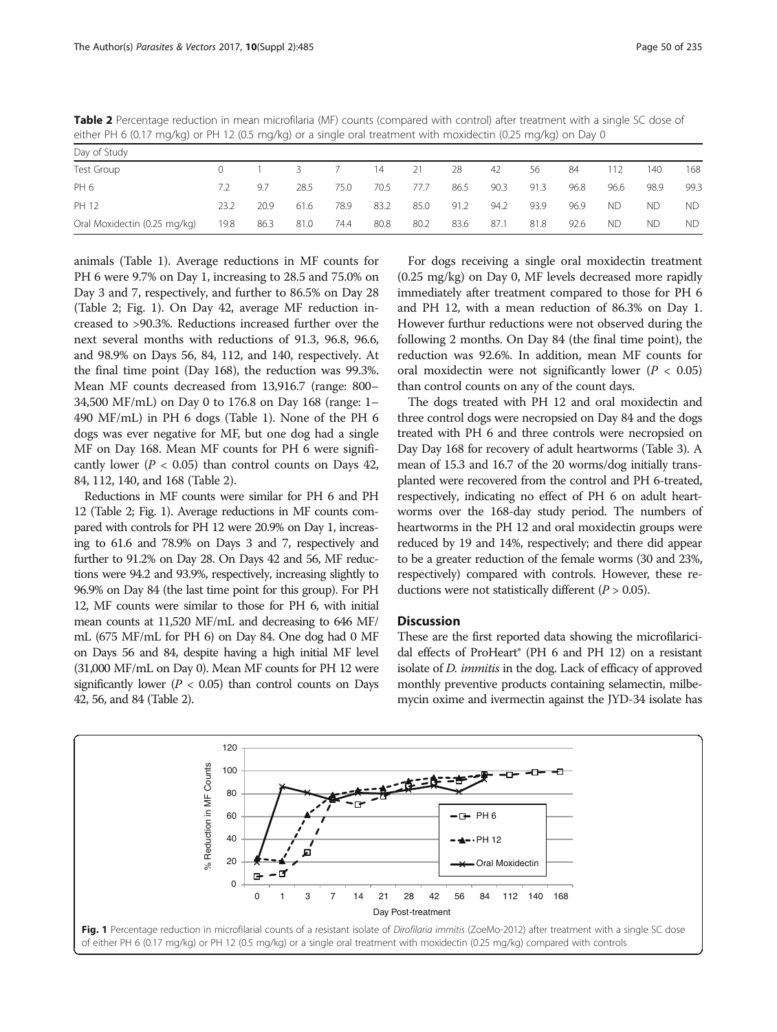**Table 2** Percentage reduction in mean microfilaria (MF) counts (compared with control) after treatment with a single SC dose of either PH 6 (0.17 mg/kg) or PH 12 (0.5 mg/kg) or a single oral treatment with moxidectin (0.25 mg/kg) on Day 0

| Day of Study | | | | | | | | | | | | | |
|---|---|---|---|---|---|---|---|---|---|---|---|---|---|
| Test Group | 0 | 1 | 3 | 7 | 14 | 21 | 28 | 42 | 56 | 84 | 112 | 140 | 168 |
| PH 6 | 7.2 | 9.7 | 28.5 | 75.0 | 70.5 | 77.7 | 86.5 | 90.3 | 91.3 | 96.8 | 96.6 | 98.9 | 99.3 |
| PH 12 | 23.2 | 20.9 | 61.6 | 78.9 | 83.2 | 85.0 | 91.2 | 94.2 | 93.9 | 96.9 | ND | ND | ND |
| Oral Moxidectin (0.25 mg/kg) | 19.8 | 86.3 | 81.0 | 74.4 | 80.8 | 80.2 | 83.6 | 87.1 | 81.8 | 92.6 | ND | ND | ND |

animals (Table 1). Average reductions in MF counts for PH 6 were 9.7% on Day 1, increasing to 28.5 and 75.0% on Day 3 and 7, respectively, and further to 86.5% on Day 28 (Table 2; Fig. 1). On Day 42, average MF reduction increased to >90.3%. Reductions increased further over the next several months with reductions of 91.3, 96.8, 96.6, and 98.9% on Days 56, 84, 112, and 140, respectively. At the final time point (Day 168), the reduction was 99.3%. Mean MF counts decreased from 13,916.7 (range: 800–34,500 MF/mL) on Day 0 to 176.8 on Day 168 (range: 1–490 MF/mL) in PH 6 dogs (Table 1). None of the PH 6 dogs was ever negative for MF, but one dog had a single MF on Day 168. Mean MF counts for PH 6 were significantly lower ($P < 0.05$) than control counts on Days 42, 84, 112, 140, and 168 (Table 2).

Reductions in MF counts were similar for PH 6 and PH 12 (Table 2; Fig. 1). Average reductions in MF counts compared with controls for PH 12 were 20.9% on Day 1, increasing to 61.6 and 78.9% on Days 3 and 7, respectively and further to 91.2% on Day 28. On Days 42 and 56, MF reductions were 94.2 and 93.9%, respectively, increasing slightly to 96.9% on Day 84 (the last time point for this group). For PH 12, MF counts were similar to those for PH 6, with initial mean counts at 11,520 MF/mL and decreasing to 646 MF/mL (675 MF/mL for PH 6) on Day 84. One dog had 0 MF on Days 56 and 84, despite having a high initial MF level (31,000 MF/mL on Day 0). Mean MF counts for PH 12 were significantly lower ($P < 0.05$) than control counts on Days 42, 56, and 84 (Table 2).

For dogs receiving a single oral moxidectin treatment (0.25 mg/kg) on Day 0, MF levels decreased more rapidly immediately after treatment compared to those for PH 6 and PH 12, with a mean reduction of 86.3% on Day 1. However furthur reductions were not observed during the following 2 months. On Day 84 (the final time point), the reduction was 92.6%. In addition, mean MF counts for oral moxidectin were not significantly lower ($P < 0.05$) than control counts on any of the count days.

The dogs treated with PH 12 and oral moxidectin and three control dogs were necropsied on Day 84 and the dogs treated with PH 6 and three controls were necropsied on Day Day 168 for recovery of adult heartworms (Table 3). A mean of 15.3 and 16.7 of the 20 worms/dog initially transplanted were recovered from the control and PH 6-treated, respectively, indicating no effect of PH 6 on adult heartworms over the 168-day study period. The numbers of heartworms in the PH 12 and oral moxidectin groups were reduced by 19 and 14%, respectively; and there did appear to be a greater reduction of the female worms (30 and 23%, respectively) compared with controls. However, these reductions were not statistically different ($P > 0.05$).

## Discussion

These are the first reported data showing the microfilaricidal effects of ProHeart® (PH 6 and PH 12) on a resistant isolate of *D. immitis* in the dog. Lack of efficacy of approved monthly preventive products containing selamectin, milbemycin oxime and ivermectin against the JYD-34 isolate has

% Reduction in MF Counts
120
100
80
60
40
20
0
0 1 3 7 14 21 28 42 56 84 112 140 168
Day Post-treatment
PH 6
PH 12
Oral Moxidectin

**Fig. 1** Percentage reduction in microfilarial counts of a resistant isolate of *Dirofilaria immitis* (ZoeMo-2012) after treatment with a single SC dose of either PH 6 (0.17 mg/kg) or PH 12 (0.5 mg/kg) or a single oral treatment with moxidectin (0.25 mg/kg) compared with controls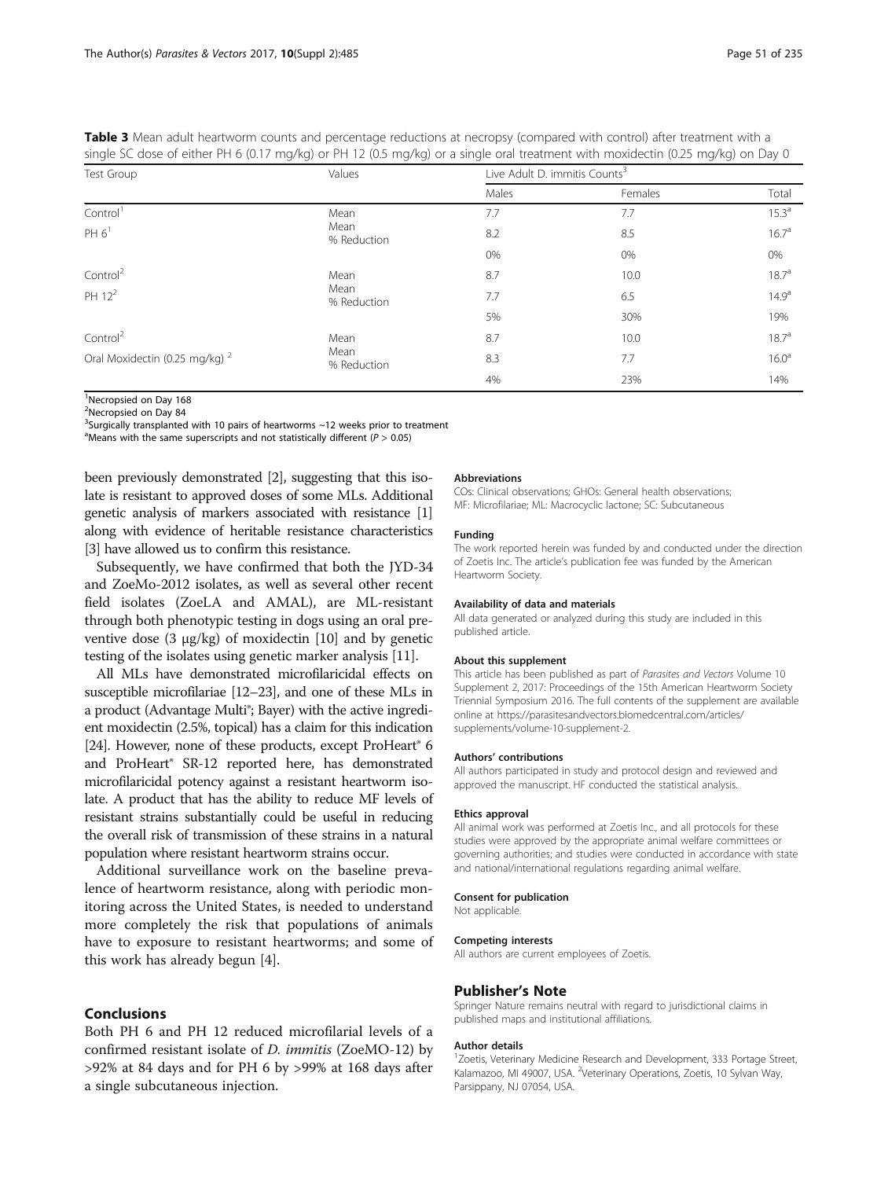**Table 3** Mean adult heartworm counts and percentage reductions at necropsy (compared with control) after treatment with a single SC dose of either PH 6 (0.17 mg/kg) or PH 12 (0.5 mg/kg) or a single oral treatment with moxidectin (0.25 mg/kg) on Day 0

| Test Group | Values | Live Adult D. immitis Counts[3] | | |
|---|---|---|---|---|
| | | Males | Females | Total |
| Control[1] | Mean | 7.7 | 7.7 | 15.3[a] |
| PH 6[1] | Mean | 8.2 | 8.5 | 16.7[a] |
| | % Reduction | 0% | 0% | 0% |
| Control[2] | Mean | 8.7 | 10.0 | 18.7[a] |
| PH 12[2] | Mean | 7.7 | 6.5 | 14.9[a] |
| | % Reduction | 5% | 30% | 19% |
| Control[2] | Mean | 8.7 | 10.0 | 18.7[a] |
| Oral Moxidectin (0.25 mg/kg) [2] | Mean | 8.3 | 7.7 | 16.0[a] |
| | % Reduction | 4% | 23% | 14% |

[1]Necropsied on Day 168
[2]Necropsied on Day 84
[3]Surgically transplanted with 10 pairs of heartworms ~12 weeks prior to treatment
[a]Means with the same superscripts and not statistically different ($P > 0.05$)

been previously demonstrated [2], suggesting that this isolate is resistant to approved doses of some MLs. Additional genetic analysis of markers associated with resistance [1] along with evidence of heritable resistance characteristics [3] have allowed us to confirm this resistance.

Subsequently, we have confirmed that both the JYD-34 and ZoeMo-2012 isolates, as well as several other recent field isolates (ZoeLA and AMAL), are ML-resistant through both phenotypic testing in dogs using an oral preventive dose (3 μg/kg) of moxidectin [10] and by genetic testing of the isolates using genetic marker analysis [11].

All MLs have demonstrated microfilaricidal effects on susceptible microfilariae [12–23], and one of these MLs in a product (Advantage Multi®; Bayer) with the active ingredient moxidectin (2.5%, topical) has a claim for this indication [24]. However, none of these products, except ProHeart® 6 and ProHeart® SR-12 reported here, has demonstrated microfilaricidal potency against a resistant heartworm isolate. A product that has the ability to reduce MF levels of resistant strains substantially could be useful in reducing the overall risk of transmission of these strains in a natural population where resistant heartworm strains occur.

Additional surveillance work on the baseline prevalence of heartworm resistance, along with periodic monitoring across the United States, is needed to understand more completely the risk that populations of animals have to exposure to resistant heartworms; and some of this work has already begun [4].

## Conclusions

Both PH 6 and PH 12 reduced microfilarial levels of a confirmed resistant isolate of *D. immitis* (ZoeMO-12) by >92% at 84 days and for PH 6 by >99% at 168 days after a single subcutaneous injection.

#### Abbreviations

COs: Clinical observations; GHOs: General health observations; MF: Microfilariae; ML: Macrocyclic lactone; SC: Subcutaneous

#### Funding

The work reported herein was funded by and conducted under the direction of Zoetis Inc. The article's publication fee was funded by the American Heartworm Society.

#### Availability of data and materials

All data generated or analyzed during this study are included in this published article.

#### About this supplement

This article has been published as part of *Parasites and Vectors* Volume 10 Supplement 2, 2017: Proceedings of the 15th American Heartworm Society Triennial Symposium 2016. The full contents of the supplement are available online at https://parasitesandvectors.biomedcentral.com/articles/supplements/volume-10-supplement-2.

#### Authors' contributions

All authors participated in study and protocol design and reviewed and approved the manuscript. HF conducted the statistical analysis.

#### Ethics approval

All animal work was performed at Zoetis Inc., and all protocols for these studies were approved by the appropriate animal welfare committees or governing authorities; and studies were conducted in accordance with state and national/international regulations regarding animal welfare.

#### Consent for publication

Not applicable.

#### Competing interests

All authors are current employees of Zoetis.

### Publisher's Note

Springer Nature remains neutral with regard to jurisdictional claims in published maps and institutional affiliations.

#### Author details

[1]Zoetis, Veterinary Medicine Research and Development, 333 Portage Street, Kalamazoo, MI 49007, USA. [2]Veterinary Operations, Zoetis, 10 Sylvan Way, Parsippany, NJ 07054, USA.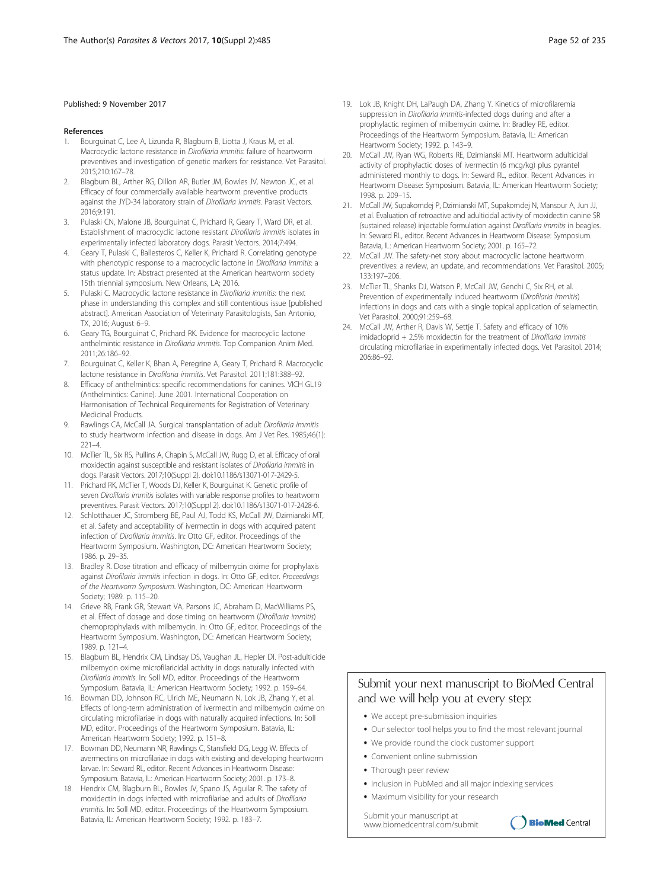Published: 9 November 2017

## References

1. Bourguinat C, Lee A, Lizunda R, Blagburn B, Liotta J, Kraus M, et al. Macrocyclic lactone resistance in *Dirofilaria immitis*: failure of heartworm preventives and investigation of genetic markers for resistance. Vet Parasitol. 2015;210:167–78.
2. Blagburn BL, Arther RG, Dillon AR, Butler JM, Bowles JV, Newton JC, et al. Efficacy of four commercially available heartworm preventive products against the JYD-34 laboratory strain of *Dirofilaria immitis*. Parasit Vectors. 2016;9:191.
3. Pulaski CN, Malone JB, Bourguinat C, Prichard R, Geary T, Ward DR, et al. Establishment of macrocyclic lactone resistant *Dirofilaria immitis* isolates in experimentally infected laboratory dogs. Parasit Vectors. 2014;7:494.
4. Geary T, Pulaski C, Ballesteros C, Keller K, Prichard R. Correlating genotype with phenotypic response to a macrocyclic lactone in *Dirofilaria immitis*: a status update. In: Abstract presented at the American heartworm society 15th triennial symposium. New Orleans, LA; 2016.
5. Pulaski C. Macrocyclic lactone resistance in *Dirofilaria immitis*: the next phase in understanding this complex and still contentious issue [published abstract]. American Association of Veterinary Parasitologists, San Antonio, TX, 2016; August 6–9.
6. Geary TG, Bourguinat C, Prichard RK. Evidence for macrocyclic lactone anthelmintic resistance in *Dirofilaria immitis*. Top Companion Anim Med. 2011;26:186–92.
7. Bourguinat C, Keller K, Bhan A, Peregrine A, Geary T, Prichard R. Macrocyclic lactone resistance in *Dirofilaria immitis*. Vet Parasitol. 2011;181:388–92.
8. Efficacy of anthelmintics: specific recommendations for canines. VICH GL19 (Anthelmintics: Canine). June 2001. International Cooperation on Harmonisation of Technical Requirements for Registration of Veterinary Medicinal Products.
9. Rawlings CA, McCall JA. Surgical transplantation of adult *Dirofilaria immitis* to study heartworm infection and disease in dogs. Am J Vet Res. 1985;46(1): 221–4.
10. McTier TL, Six RS, Pullins A, Chapin S, McCall JW, Rugg D, et al. Efficacy of oral moxidectin against susceptible and resistant isolates of *Dirofilaria immitis* in dogs. Parasit Vectors. 2017;10(Suppl 2). doi:10.1186/s13071-017-2429-5.
11. Prichard RK, McTier T, Woods DJ, Keller K, Bourguinat K. Genetic profile of seven *Dirofilaria immitis* isolates with variable response profiles to heartworm preventives. Parasit Vectors. 2017;10(Suppl 2). doi:10.1186/s13071-017-2428-6.
12. Schlotthauer JC, Stromberg BE, Paul AJ, Todd KS, McCall JW, Dzimianski MT, et al. Safety and acceptability of ivermectin in dogs with acquired patent infection of *Dirofilaria immitis*. In: Otto GF, editor. Proceedings of the Heartworm Symposium. Washington, DC: American Heartworm Society; 1986. p. 29–35.
13. Bradley R. Dose titration and efficacy of milbemycin oxime for prophylaxis against *Dirofilaria immitis* infection in dogs. In: Otto GF, editor. *Proceedings of the Heartworm Symposium*. Washington, DC: American Heartworm Society; 1989. p. 115–20.
14. Grieve RB, Frank GR, Stewart VA, Parsons JC, Abraham D, MacWilliams PS, et al. Effect of dosage and dose timing on heartworm (*Dirofilaria immitis*) chemoprophylaxis with milbemycin. In: Otto GF, editor. Proceedings of the Heartworm Symposium. Washington, DC: American Heartworm Society; 1989. p. 121–4.
15. Blagburn BL, Hendrix CM, Lindsay DS, Vaughan JL, Hepler DI. Post-adulticide milbemycin oxime microfilaricidal activity in dogs naturally infected with *Dirofilaria immitis*. In: Soll MD, editor. Proceedings of the Heartworm Symposium. Batavia, IL: American Heartworm Society; 1992. p. 159–64.
16. Bowman DD, Johnson RC, Ulrich ME, Neumann N, Lok JB, Zhang Y, et al. Effects of long-term administration of ivermectin and milbemycin oxime on circulating microfilariae in dogs with naturally acquired infections. In: Soll MD, editor. Proceedings of the Heartworm Symposium. Batavia, IL: American Heartworm Society; 1992. p. 151–8.
17. Bowman DD, Neumann NR, Rawlings C, Stansfield DG, Legg W. Effects of avermectins on microfilariae in dogs with existing and developing heartworm larvae. In: Seward RL, editor. Recent Advances in Heartworm Disease: Symposium. Batavia, IL: American Heartworm Society; 2001. p. 173–8.
18. Hendrix CM, Blagburn BL, Bowles JV, Spano JS, Aguilar R. The safety of moxidectin in dogs infected with microfilariae and adults of *Dirofilaria immitis*. In: Soll MD, editor. Proceedings of the Heartworm Symposium. Batavia, IL: American Heartworm Society; 1992. p. 183–7.
19. Lok JB, Knight DH, LaPaugh DA, Zhang Y. Kinetics of microfilaremia suppression in *Dirofilaria immitis*-infected dogs during and after a prophylactic regimen of milbemycin oxime. In: Bradley RE, editor. Proceedings of the Heartworm Symposium. Batavia, IL: American Heartworm Society; 1992. p. 143–9.
20. McCall JW, Ryan WG, Roberts RE, Dzimianski MT. Heartworm adulticidal activity of prophylactic doses of ivermectin (6 mcg/kg) plus pyrantel administered monthly to dogs. In: Seward RL, editor. Recent Advances in Heartworm Disease: Symposium. Batavia, IL: American Heartworm Society; 1998. p. 209–15.
21. McCall JW, Supakorndej P, Dzimianski MT, Supakorndej N, Mansour A, Jun JJ, et al. Evaluation of retroactive and adulticidal activity of moxidectin canine SR (sustained release) injectable formulation against *Dirofilaria immitis* in beagles. In: Seward RL, editor. Recent Advances in Heartworm Disease: Symposium. Batavia, IL: American Heartworm Society; 2001. p. 165–72.
22. McCall JW. The safety-net story about macrocyclic lactone heartworm preventives: a review, an update, and recommendations. Vet Parasitol. 2005; 133:197–206.
23. McTier TL, Shanks DJ, Watson P, McCall JW, Genchi C, Six RH, et al. Prevention of experimentally induced heartworm (*Dirofilaria immitis*) infections in dogs and cats with a single topical application of selamectin. Vet Parasitol. 2000;91:259–68.
24. McCall JW, Arther R, Davis W, Settje T. Safety and efficacy of 10% imidacloprid + 2.5% moxidectin for the treatment of *Dirofilaria immitis* circulating microfilariae in experimentally infected dogs. Vet Parasitol. 2014; 206:86–92.

Submit your next manuscript to BioMed Central and we will help you at every step:

- We accept pre-submission inquiries
- Our selector tool helps you to find the most relevant journal
- We provide round the clock customer support
- Convenient online submission
- Thorough peer review
- Inclusion in PubMed and all major indexing services
- Maximum visibility for your research

Submit your manuscript at www.biomedcentral.com/submit

BioMed Central